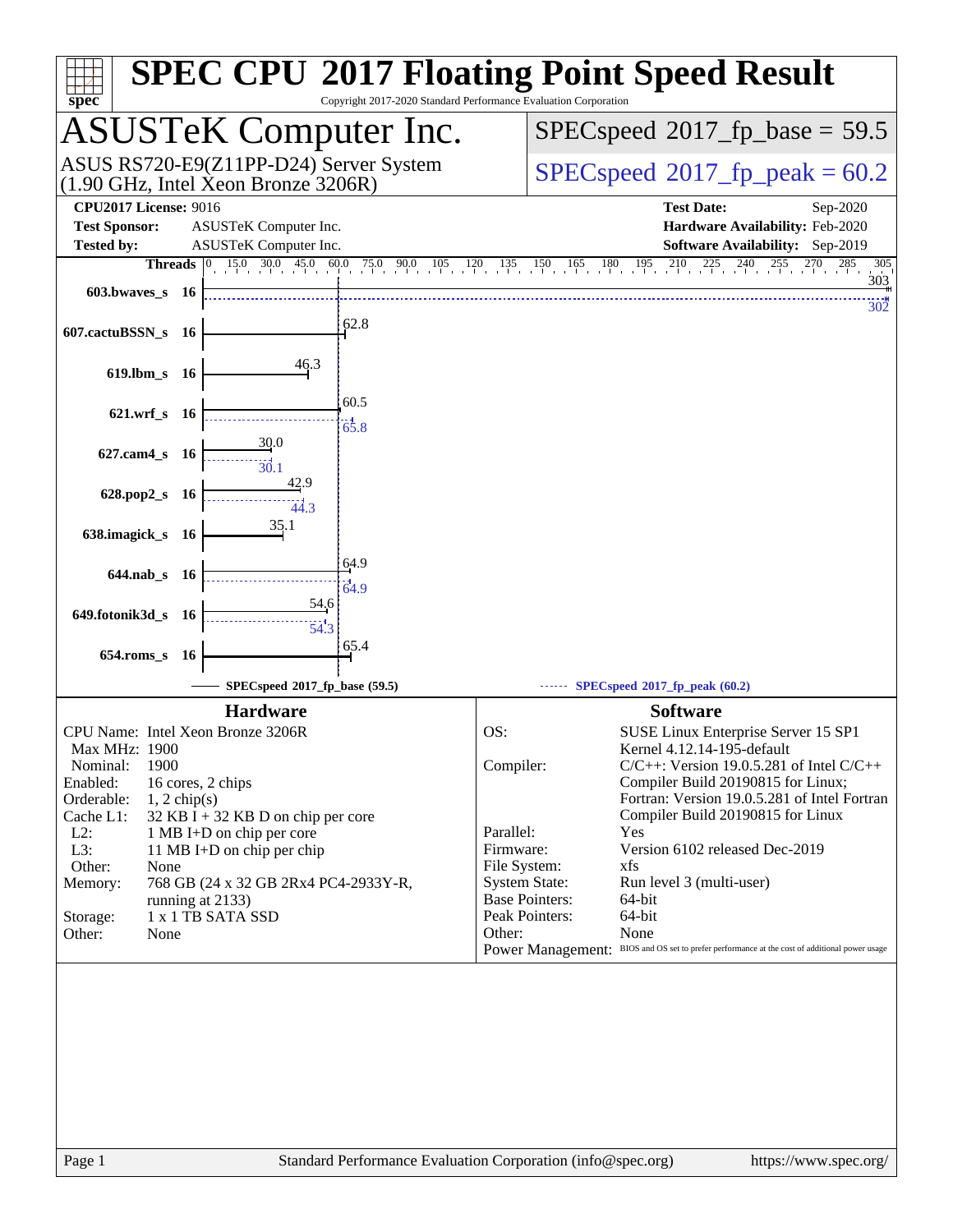# SPEC CPU 2017 Floating Point Speed Result

Copyright 2017-2020 Standard Performance Evaluation Corporation

## ASUSTeK Computer Inc.

ASUS RS720-E9(Z11PP-D24) Server System (1.90 GHz, Intel Xeon Bronze 3206R)

SPECspeed 2017_fp_base = 59.5

SPECspeed 2017_fp_peak = 60.2

**CPU2017 License:** 9016
**Test Sponsor:** ASUSTeK Computer Inc.
**Tested by:** ASUSTeK Computer Inc.

**Test Date:** Sep-2020
**Hardware Availability:** Feb-2020
**Software Availability:** Sep-2019

| Benchmark | Threads | Base | Peak |
|---|---|---|---|
| 603.bwaves_s | 16 | 303 | 302 |
| 607.cactuBSSN_s | 16 | 62.8 | |
| 619.lbm_s | 16 | 46.3 | |
| 621.wrf_s | 16 | 60.5 | 65.8 |
| 627.cam4_s | 16 | 30.0 | 30.1 |
| 628.pop2_s | 16 | 42.9 | 44.3 |
| 638.imagick_s | 16 | 35.1 | |
| 644.nab_s | 16 | 64.9 | 64.9 |
| 649.fotonik3d_s | 16 | 54.6 | 54.3 |
| 654.roms_s | 16 | 65.4 | |

SPECspeed 2017_fp_base (59.5) — SPECspeed 2017_fp_peak (60.2)

### Hardware

| | |
|---|---|
| CPU Name: | Intel Xeon Bronze 3206R |
| Max MHz: | 1900 |
| Nominal: | 1900 |
| Enabled: | 16 cores, 2 chips |
| Orderable: | 1, 2 chip(s) |
| Cache L1: | 32 KB I + 32 KB D on chip per core |
| L2: | 1 MB I+D on chip per core |
| L3: | 11 MB I+D on chip per chip |
| Other: | None |
| Memory: | 768 GB (24 x 32 GB 2Rx4 PC4-2933Y-R, running at 2133) |
| Storage: | 1 x 1 TB SATA SSD |
| Other: | None |

### Software

| | |
|---|---|
| OS: | SUSE Linux Enterprise Server 15 SP1 Kernel 4.12.14-195-default |
| Compiler: | C/C++: Version 19.0.5.281 of Intel C/C++ Compiler Build 20190815 for Linux; Fortran: Version 19.0.5.281 of Intel Fortran Compiler Build 20190815 for Linux |
| Parallel: | Yes |
| Firmware: | Version 6102 released Dec-2019 |
| File System: | xfs |
| System State: | Run level 3 (multi-user) |
| Base Pointers: | 64-bit |
| Peak Pointers: | 64-bit |
| Other: | None |
| Power Management: | BIOS and OS set to prefer performance at the cost of additional power usage |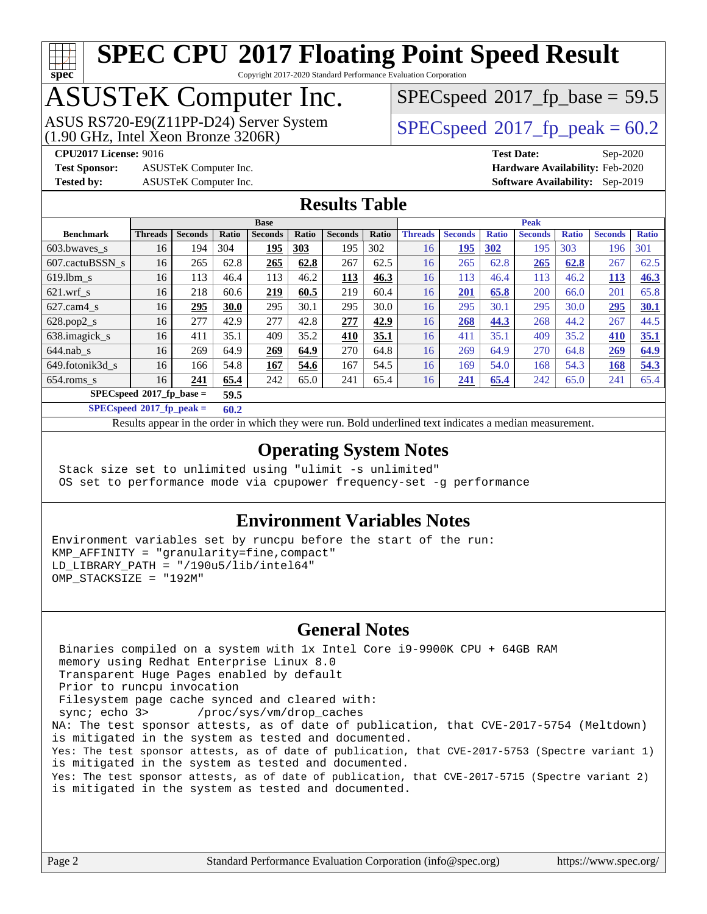# SPEC CPU 2017 Floating Point Speed Result

Copyright 2017-2020 Standard Performance Evaluation Corporation

# ASUSTeK Computer Inc.

ASUS RS720-E9(Z11PP-D24) Server System (1.90 GHz, Intel Xeon Bronze 3206R)

SPECspeed 2017_fp_base = 59.5

SPECspeed 2017_fp_peak = 60.2

**CPU2017 License:** 9016
**Test Sponsor:** ASUSTeK Computer Inc.
**Tested by:** ASUSTeK Computer Inc.
**Test Date:** Sep-2020
**Hardware Availability:** Feb-2020
**Software Availability:** Sep-2019

## Results Table

| Benchmark | Base | | | | | | | Peak | | | | | | |
|---|---|---|---|---|---|---|---|---|---|---|---|---|---|---|
| | Threads | Seconds | Ratio | Seconds | Ratio | Seconds | Ratio | Threads | Seconds | Ratio | Seconds | Ratio | Seconds | Ratio |
| 603.bwaves_s | 16 | 194 | 304 | **195** | **303** | 195 | 302 | 16 | **195** | **302** | 195 | 303 | 196 | 301 |
| 607.cactuBSSN_s | 16 | 265 | 62.8 | **265** | **62.8** | 267 | 62.5 | 16 | 265 | 62.8 | **265** | **62.8** | 267 | 62.5 |
| 619.lbm_s | 16 | 113 | 46.4 | 113 | 46.2 | **113** | **46.3** | 16 | 113 | 46.4 | 113 | 46.2 | **113** | **46.3** |
| 621.wrf_s | 16 | 218 | 60.6 | **219** | **60.5** | 219 | 60.4 | 16 | **201** | **65.8** | 200 | 66.0 | 201 | 65.8 |
| 627.cam4_s | 16 | **295** | **30.0** | 295 | 30.1 | 295 | 30.0 | 16 | 295 | 30.1 | 295 | 30.0 | **295** | **30.1** |
| 628.pop2_s | 16 | 277 | 42.9 | 277 | 42.8 | **277** | **42.9** | 16 | **268** | **44.3** | 268 | 44.2 | 267 | 44.5 |
| 638.imagick_s | 16 | 411 | 35.1 | 409 | 35.2 | **410** | **35.1** | 16 | 411 | 35.1 | 409 | 35.2 | **410** | **35.1** |
| 644.nab_s | 16 | 269 | 64.9 | **269** | **64.9** | 270 | 64.8 | 16 | 269 | 64.9 | 270 | 64.8 | **269** | **64.9** |
| 649.fotonik3d_s | 16 | 166 | 54.8 | **167** | **54.6** | 167 | 54.5 | 16 | 169 | 54.0 | 168 | 54.3 | **168** | **54.3** |
| 654.roms_s | 16 | **241** | **65.4** | 242 | 65.0 | 241 | 65.4 | 16 | **241** | **65.4** | 242 | 65.0 | 241 | 65.4 |

**SPECspeed 2017_fp_base = 59.5**

**SPECspeed 2017_fp_peak = 60.2**

Results appear in the order in which they were run. Bold underlined text indicates a median measurement.

## Operating System Notes

```
Stack size set to unlimited using "ulimit -s unlimited"
OS set to performance mode via cpupower frequency-set -g performance
```

## Environment Variables Notes

```
Environment variables set by runcpu before the start of the run:
KMP_AFFINITY = "granularity=fine,compact"
LD_LIBRARY_PATH = "/190u5/lib/intel64"
OMP_STACKSIZE = "192M"
```

## General Notes

```
Binaries compiled on a system with 1x Intel Core i9-9900K CPU + 64GB RAM
memory using Redhat Enterprise Linux 8.0
Transparent Huge Pages enabled by default
Prior to runcpu invocation
Filesystem page cache synced and cleared with:
sync; echo 3>       /proc/sys/vm/drop_caches
NA: The test sponsor attests, as of date of publication, that CVE-2017-5754 (Meltdown)
is mitigated in the system as tested and documented.
Yes: The test sponsor attests, as of date of publication, that CVE-2017-5753 (Spectre variant 1)
is mitigated in the system as tested and documented.
Yes: The test sponsor attests, as of date of publication, that CVE-2017-5715 (Spectre variant 2)
is mitigated in the system as tested and documented.
```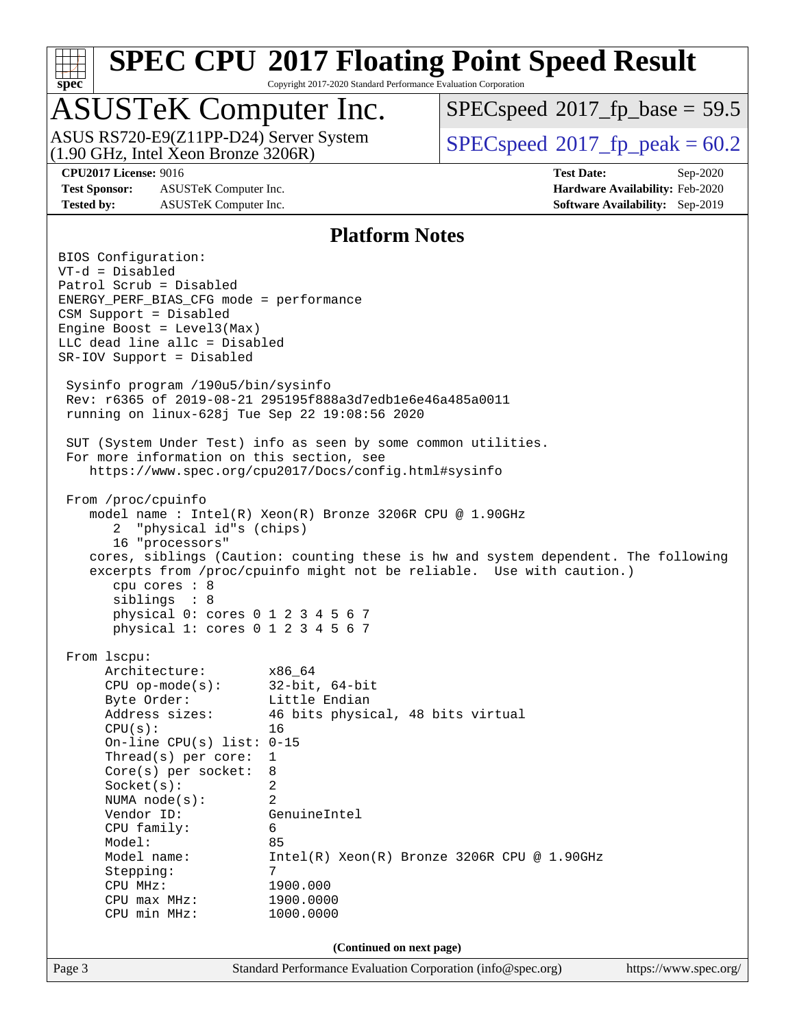## Platform Notes

```
BIOS Configuration:
VT-d = Disabled
Patrol Scrub = Disabled
ENERGY_PERF_BIAS_CFG mode = performance
CSM Support = Disabled
Engine Boost = Level3(Max)
LLC dead line allc = Disabled
SR-IOV Support = Disabled

 Sysinfo program /190u5/bin/sysinfo
 Rev: r6365 of 2019-08-21 295195f888a3d7edb1e6e46a485a0011
 running on linux-628j Tue Sep 22 19:08:56 2020

 SUT (System Under Test) info as seen by some common utilities.
 For more information on this section, see
    https://www.spec.org/cpu2017/Docs/config.html#sysinfo

 From /proc/cpuinfo
    model name : Intel(R) Xeon(R) Bronze 3206R CPU @ 1.90GHz
       2  "physical id"s (chips)
       16 "processors"
    cores, siblings (Caution: counting these is hw and system dependent. The following
    excerpts from /proc/cpuinfo might not be reliable.  Use with caution.)
       cpu cores : 8
       siblings  : 8
       physical 0: cores 0 1 2 3 4 5 6 7
       physical 1: cores 0 1 2 3 4 5 6 7

 From lscpu:
      Architecture:        x86_64
      CPU op-mode(s):      32-bit, 64-bit
      Byte Order:          Little Endian
      Address sizes:       46 bits physical, 48 bits virtual
      CPU(s):              16
      On-line CPU(s) list: 0-15
      Thread(s) per core:  1
      Core(s) per socket:  8
      Socket(s):           2
      NUMA node(s):        2
      Vendor ID:           GenuineIntel
      CPU family:          6
      Model:               85
      Model name:          Intel(R) Xeon(R) Bronze 3206R CPU @ 1.90GHz
      Stepping:            7
      CPU MHz:             1900.000
      CPU max MHz:         1900.0000
      CPU min MHz:         1000.0000
```

**(Continued on next page)**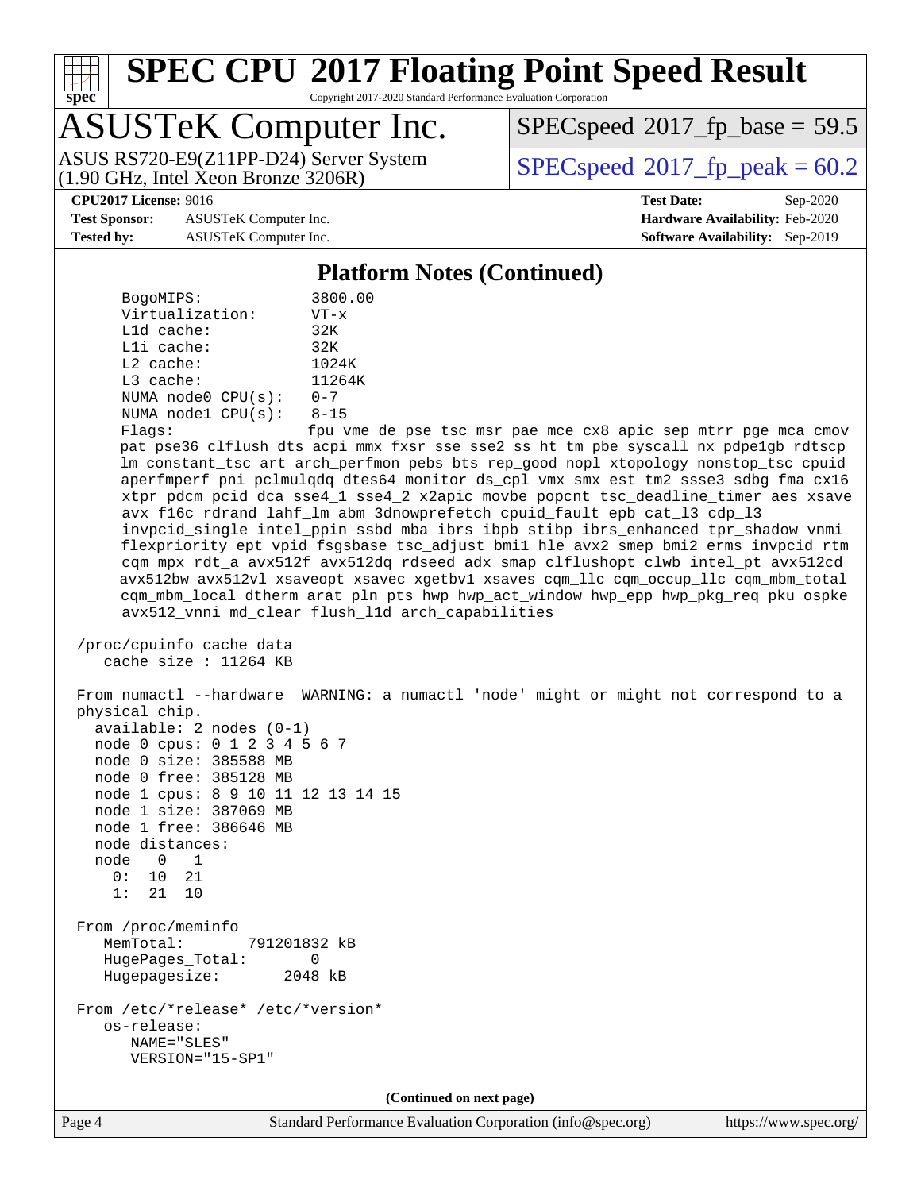## Platform Notes (Continued)

```
      BogoMIPS:            3800.00
      Virtualization:      VT-x
      L1d cache:           32K
      L1i cache:           32K
      L2 cache:            1024K
      L3 cache:            11264K
      NUMA node0 CPU(s):   0-7
      NUMA node1 CPU(s):   8-15
      Flags:               fpu vme de pse tsc msr pae mce cx8 apic sep mtrr pge mca cmov
      pat pse36 clflush dts acpi mmx fxsr sse sse2 ss ht tm pbe syscall nx pdpe1gb rdtscp
      lm constant_tsc art arch_perfmon pebs bts rep_good nopl xtopology nonstop_tsc cpuid
      aperfmperf pni pclmulqdq dtes64 monitor ds_cpl vmx smx est tm2 ssse3 sdbg fma cx16
      xtpr pdcm pcid dca sse4_1 sse4_2 x2apic movbe popcnt tsc_deadline_timer aes xsave
      avx f16c rdrand lahf_lm abm 3dnowprefetch cpuid_fault epb cat_l3 cdp_l3
      invpcid_single intel_ppin ssbd mba ibrs ibpb stibp ibrs_enhanced tpr_shadow vnmi
      flexpriority ept vpid fsgsbase tsc_adjust bmi1 hle avx2 smep bmi2 erms invpcid rtm
      cqm mpx rdt_a avx512f avx512dq rdseed adx smap clflushopt clwb intel_pt avx512cd
      avx512bw avx512vl xsaveopt xsavec xgetbv1 xsaves cqm_llc cqm_occup_llc cqm_mbm_total
      cqm_mbm_local dtherm arat pln pts hwp hwp_act_window hwp_epp hwp_pkg_req pku ospke
      avx512_vnni md_clear flush_l1d arch_capabilities

 /proc/cpuinfo cache data
    cache size : 11264 KB

 From numactl --hardware  WARNING: a numactl 'node' might or might not correspond to a
 physical chip.
   available: 2 nodes (0-1)
   node 0 cpus: 0 1 2 3 4 5 6 7
   node 0 size: 385588 MB
   node 0 free: 385128 MB
   node 1 cpus: 8 9 10 11 12 13 14 15
   node 1 size: 387069 MB
   node 1 free: 386646 MB
   node distances:
   node   0   1
     0:  10  21
     1:  21  10

 From /proc/meminfo
    MemTotal:       791201832 kB
    HugePages_Total:       0
    Hugepagesize:       2048 kB

 From /etc/*release* /etc/*version*
    os-release:
       NAME="SLES"
       VERSION="15-SP1"
```

**(Continued on next page)**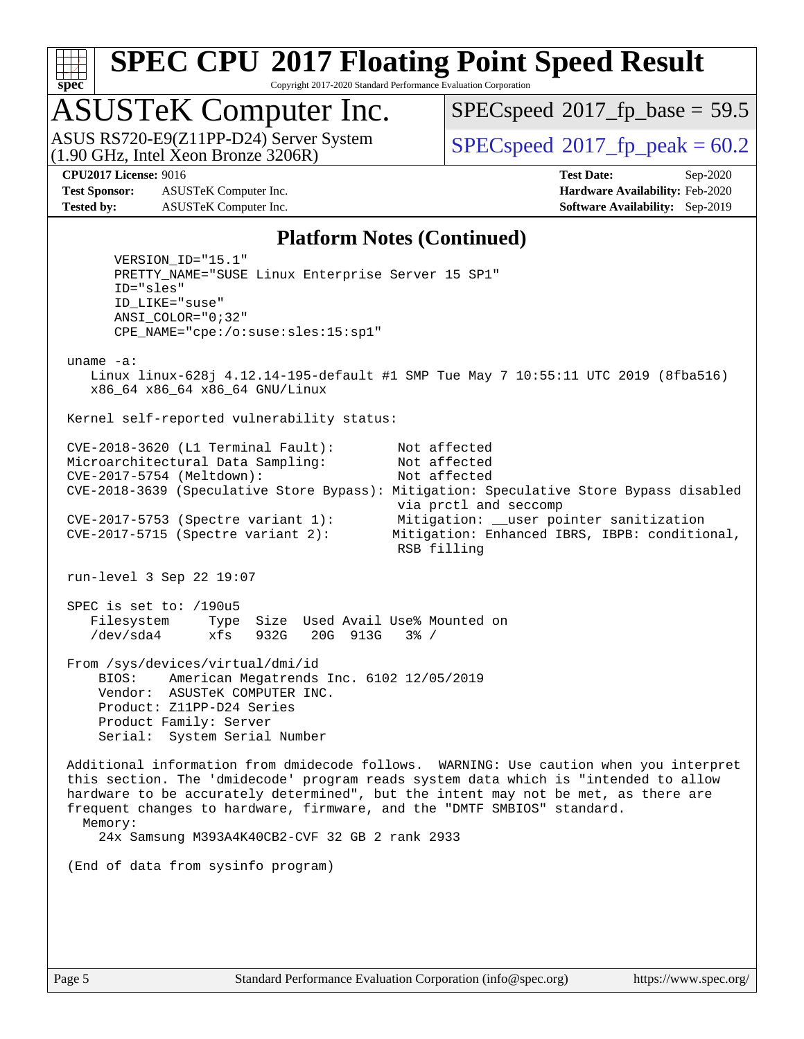## Platform Notes (Continued)

```
      VERSION_ID="15.1"
      PRETTY_NAME="SUSE Linux Enterprise Server 15 SP1"
      ID="sles"
      ID_LIKE="suse"
      ANSI_COLOR="0;32"
      CPE_NAME="cpe:/o:suse:sles:15:sp1"

 uname -a:
    Linux linux-628j 4.12.14-195-default #1 SMP Tue May 7 10:55:11 UTC 2019 (8fba516)
    x86_64 x86_64 x86_64 GNU/Linux

 Kernel self-reported vulnerability status:

 CVE-2018-3620 (L1 Terminal Fault):        Not affected
 Microarchitectural Data Sampling:         Not affected
 CVE-2017-5754 (Meltdown):                 Not affected
 CVE-2018-3639 (Speculative Store Bypass): Mitigation: Speculative Store Bypass disabled
                                           via prctl and seccomp
 CVE-2017-5753 (Spectre variant 1):        Mitigation: __user pointer sanitization
 CVE-2017-5715 (Spectre variant 2):        Mitigation: Enhanced IBRS, IBPB: conditional,
                                           RSB filling

 run-level 3 Sep 22 19:07

 SPEC is set to: /190u5
    Filesystem     Type  Size  Used Avail Use% Mounted on
    /dev/sda4      xfs   932G   20G  913G   3% /

 From /sys/devices/virtual/dmi/id
     BIOS:    American Megatrends Inc. 6102 12/05/2019
     Vendor:  ASUSTeK COMPUTER INC.
     Product: Z11PP-D24 Series
     Product Family: Server
     Serial:  System Serial Number

 Additional information from dmidecode follows.  WARNING: Use caution when you interpret
 this section. The 'dmidecode' program reads system data which is "intended to allow
 hardware to be accurately determined", but the intent may not be met, as there are
 frequent changes to hardware, firmware, and the "DMTF SMBIOS" standard.
   Memory:
      24x Samsung M393A4K40CB2-CVF 32 GB 2 rank 2933

 (End of data from sysinfo program)
```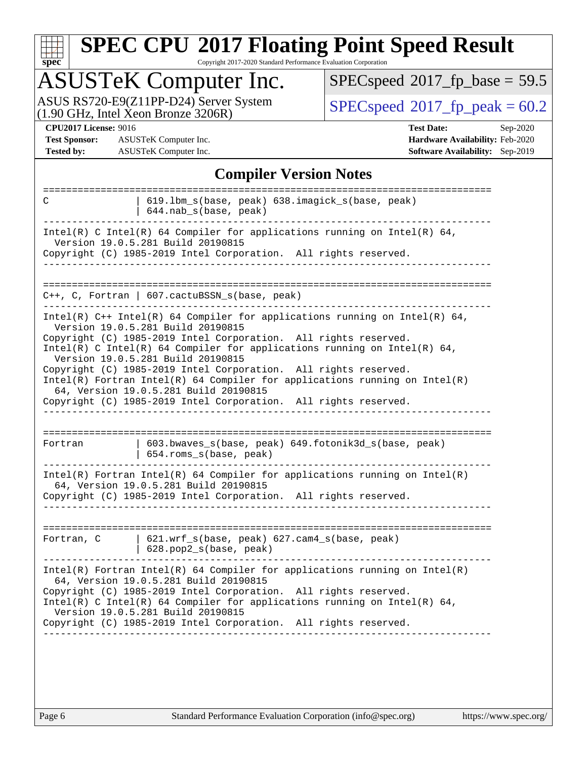## Compiler Version Notes

```
==============================================================================
C                | 619.lbm_s(base, peak) 638.imagick_s(base, peak)
                 | 644.nab_s(base, peak)
------------------------------------------------------------------------------
Intel(R) C Intel(R) 64 Compiler for applications running on Intel(R) 64,
  Version 19.0.5.281 Build 20190815
Copyright (C) 1985-2019 Intel Corporation.  All rights reserved.
------------------------------------------------------------------------------

==============================================================================
C++, C, Fortran | 607.cactuBSSN_s(base, peak)
------------------------------------------------------------------------------
Intel(R) C++ Intel(R) 64 Compiler for applications running on Intel(R) 64,
  Version 19.0.5.281 Build 20190815
Copyright (C) 1985-2019 Intel Corporation.  All rights reserved.
Intel(R) C Intel(R) 64 Compiler for applications running on Intel(R) 64,
  Version 19.0.5.281 Build 20190815
Copyright (C) 1985-2019 Intel Corporation.  All rights reserved.
Intel(R) Fortran Intel(R) 64 Compiler for applications running on Intel(R)
  64, Version 19.0.5.281 Build 20190815
Copyright (C) 1985-2019 Intel Corporation.  All rights reserved.
------------------------------------------------------------------------------

==============================================================================
Fortran          | 603.bwaves_s(base, peak) 649.fotonik3d_s(base, peak)
                 | 654.roms_s(base, peak)
------------------------------------------------------------------------------
Intel(R) Fortran Intel(R) 64 Compiler for applications running on Intel(R)
  64, Version 19.0.5.281 Build 20190815
Copyright (C) 1985-2019 Intel Corporation.  All rights reserved.
------------------------------------------------------------------------------

==============================================================================
Fortran, C       | 621.wrf_s(base, peak) 627.cam4_s(base, peak)
                 | 628.pop2_s(base, peak)
------------------------------------------------------------------------------
Intel(R) Fortran Intel(R) 64 Compiler for applications running on Intel(R)
  64, Version 19.0.5.281 Build 20190815
Copyright (C) 1985-2019 Intel Corporation.  All rights reserved.
Intel(R) C Intel(R) 64 Compiler for applications running on Intel(R) 64,
  Version 19.0.5.281 Build 20190815
Copyright (C) 1985-2019 Intel Corporation.  All rights reserved.
------------------------------------------------------------------------------
```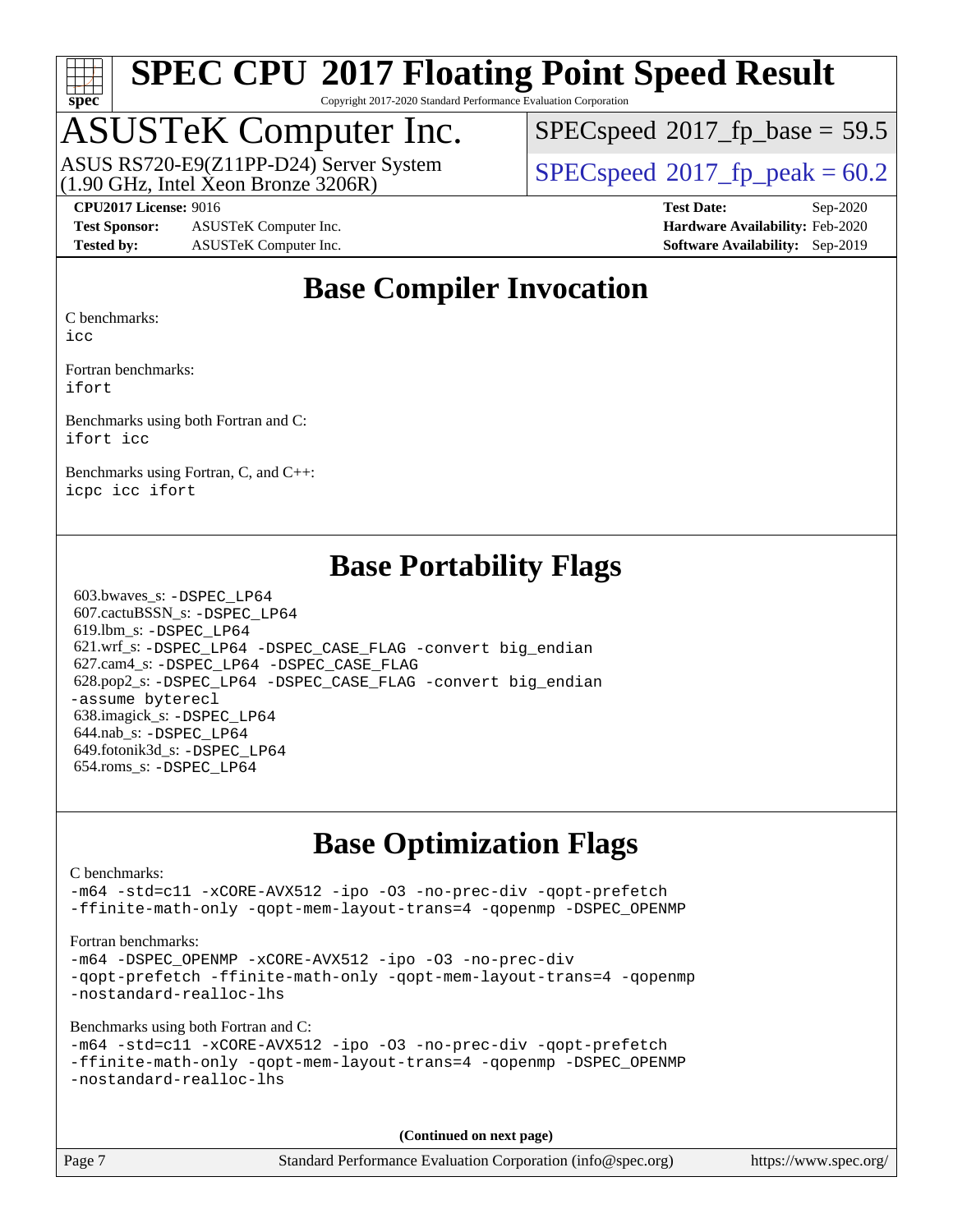# SPEC CPU 2017 Floating Point Speed Result

Copyright 2017-2020 Standard Performance Evaluation Corporation

## ASUSTeK Computer Inc.

ASUS RS720-E9(Z11PP-D24) Server System
(1.90 GHz, Intel Xeon Bronze 3206R)

SPECspeed 2017_fp_base = 59.5

SPECspeed 2017_fp_peak = 60.2

**CPU2017 License:** 9016
**Test Sponsor:** ASUSTeK Computer Inc.
**Tested by:** ASUSTeK Computer Inc.

**Test Date:** Sep-2020
**Hardware Availability:** Feb-2020
**Software Availability:** Sep-2019

## Base Compiler Invocation

C benchmarks:
`icc`

Fortran benchmarks:
`ifort`

Benchmarks using both Fortran and C:
`ifort icc`

Benchmarks using Fortran, C, and C++:
`icpc icc ifort`

## Base Portability Flags

603.bwaves_s: `-DSPEC_LP64`
607.cactuBSSN_s: `-DSPEC_LP64`
619.lbm_s: `-DSPEC_LP64`
621.wrf_s: `-DSPEC_LP64 -DSPEC_CASE_FLAG -convert big_endian`
627.cam4_s: `-DSPEC_LP64 -DSPEC_CASE_FLAG`
628.pop2_s: `-DSPEC_LP64 -DSPEC_CASE_FLAG -convert big_endian -assume byterecl`
638.imagick_s: `-DSPEC_LP64`
644.nab_s: `-DSPEC_LP64`
649.fotonik3d_s: `-DSPEC_LP64`
654.roms_s: `-DSPEC_LP64`

## Base Optimization Flags

C benchmarks:
```
-m64 -std=c11 -xCORE-AVX512 -ipo -O3 -no-prec-div -qopt-prefetch
-ffinite-math-only -qopt-mem-layout-trans=4 -qopenmp -DSPEC_OPENMP
```

Fortran benchmarks:
```
-m64 -DSPEC_OPENMP -xCORE-AVX512 -ipo -O3 -no-prec-div
-qopt-prefetch -ffinite-math-only -qopt-mem-layout-trans=4 -qopenmp
-nostandard-realloc-lhs
```

Benchmarks using both Fortran and C:
```
-m64 -std=c11 -xCORE-AVX512 -ipo -O3 -no-prec-div -qopt-prefetch
-ffinite-math-only -qopt-mem-layout-trans=4 -qopenmp -DSPEC_OPENMP
-nostandard-realloc-lhs
```

**(Continued on next page)**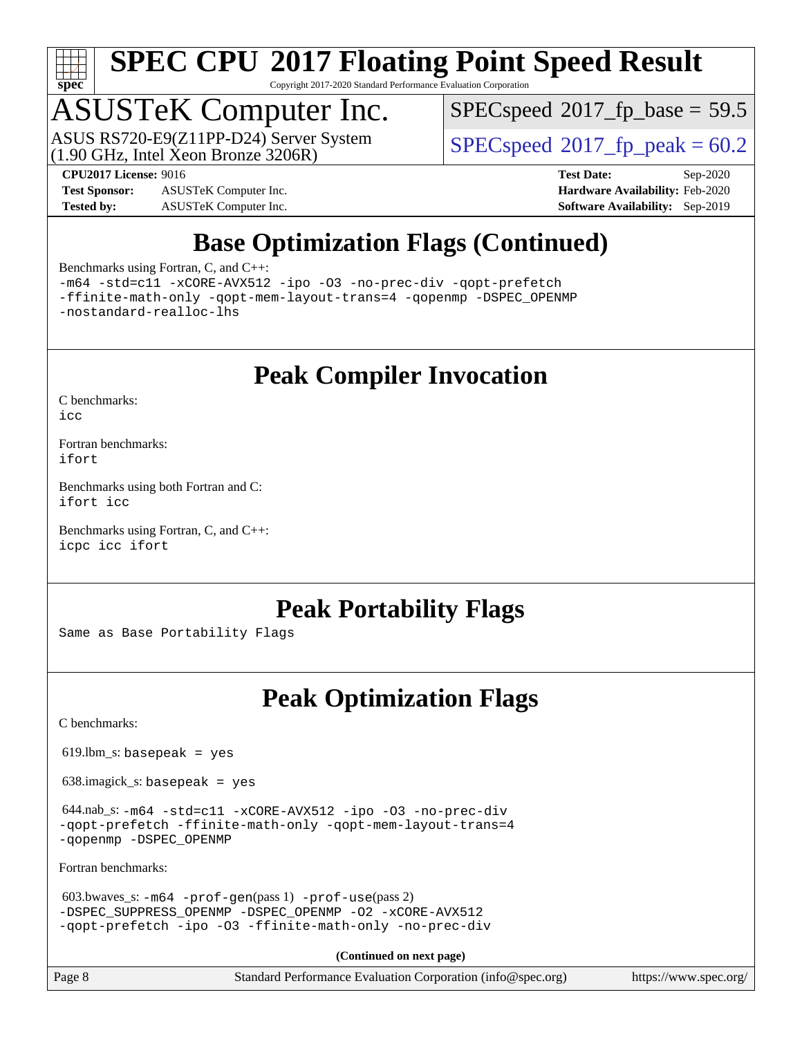# Base Optimization Flags (Continued)

Benchmarks using Fortran, C, and C++:

```
-m64 -std=c11 -xCORE-AVX512 -ipo -O3 -no-prec-div -qopt-prefetch
-ffinite-math-only -qopt-mem-layout-trans=4 -qopenmp -DSPEC_OPENMP
-nostandard-realloc-lhs
```

# Peak Compiler Invocation

C benchmarks:
`icc`

Fortran benchmarks:
`ifort`

Benchmarks using both Fortran and C:
`ifort icc`

Benchmarks using Fortran, C, and C++:
`icpc icc ifort`

# Peak Portability Flags

Same as Base Portability Flags

# Peak Optimization Flags

C benchmarks:

619.lbm_s: `basepeak = yes`

638.imagick_s: `basepeak = yes`

644.nab_s: `-m64 -std=c11 -xCORE-AVX512 -ipo -O3 -no-prec-div -qopt-prefetch -ffinite-math-only -qopt-mem-layout-trans=4 -qopenmp -DSPEC_OPENMP`

Fortran benchmarks:

603.bwaves_s: `-m64 -prof-gen`(pass 1) `-prof-use`(pass 2) `-DSPEC_SUPPRESS_OPENMP -DSPEC_OPENMP -O2 -xCORE-AVX512 -qopt-prefetch -ipo -O3 -ffinite-math-only -no-prec-div`

**(Continued on next page)**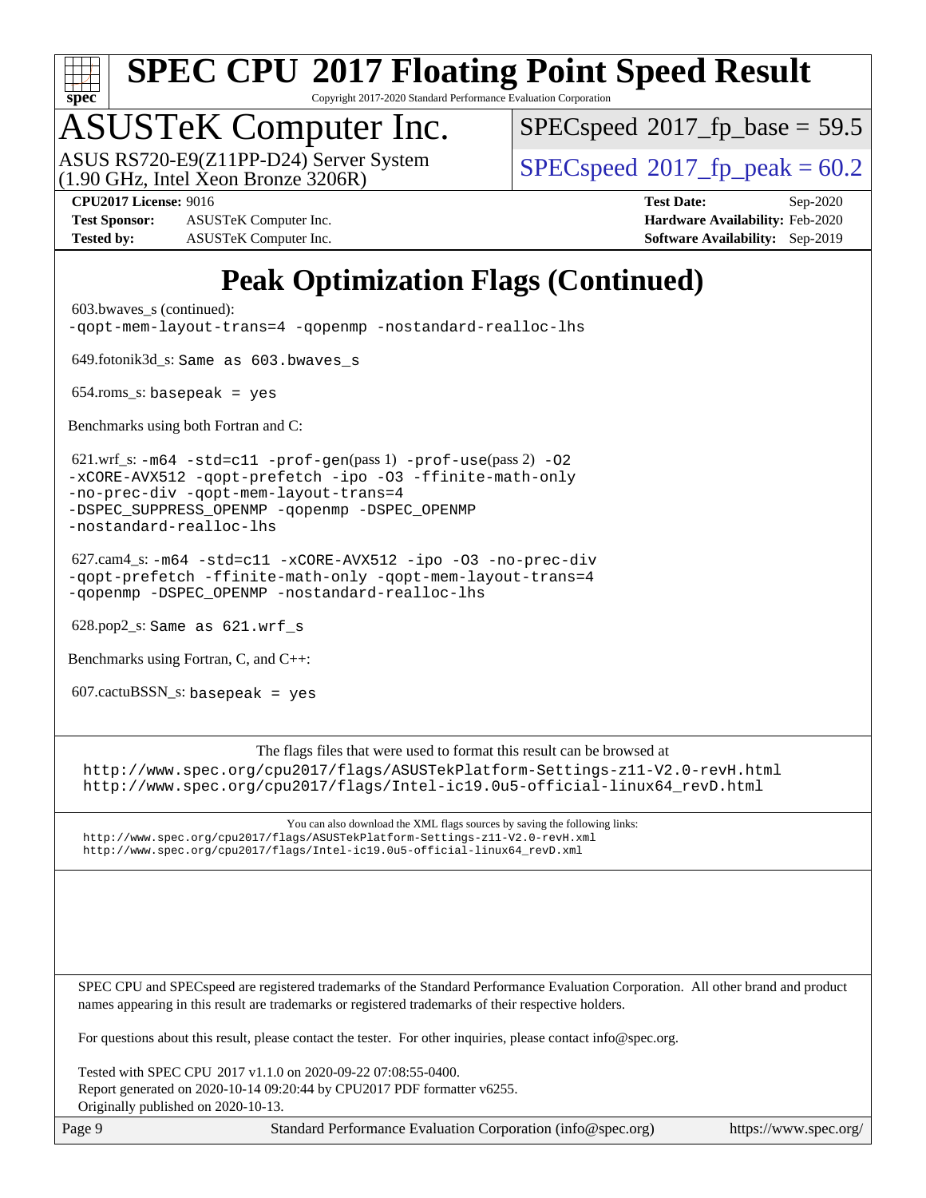# SPEC CPU 2017 Floating Point Speed Result

Copyright 2017-2020 Standard Performance Evaluation Corporation

# ASUSTeK Computer Inc.

ASUS RS720-E9(Z11PP-D24) Server System
(1.90 GHz, Intel Xeon Bronze 3206R)

SPECspeed 2017_fp_base = 59.5

SPECspeed 2017_fp_peak = 60.2

**CPU2017 License:** 9016
**Test Sponsor:** ASUSTeK Computer Inc.
**Tested by:** ASUSTeK Computer Inc.

**Test Date:** Sep-2020
**Hardware Availability:** Feb-2020
**Software Availability:** Sep-2019

## Peak Optimization Flags (Continued)

603.bwaves_s (continued):
`-qopt-mem-layout-trans=4 -qopenmp -nostandard-realloc-lhs`

649.fotonik3d_s: `Same as 603.bwaves_s`

654.roms_s: `basepeak = yes`

Benchmarks using both Fortran and C:

621.wrf_s: `-m64 -std=c11 -prof-gen(pass 1) -prof-use(pass 2) -O2 -xCORE-AVX512 -qopt-prefetch -ipo -O3 -ffinite-math-only -no-prec-div -qopt-mem-layout-trans=4 -DSPEC_SUPPRESS_OPENMP -qopenmp -DSPEC_OPENMP -nostandard-realloc-lhs`

627.cam4_s: `-m64 -std=c11 -xCORE-AVX512 -ipo -O3 -no-prec-div -qopt-prefetch -ffinite-math-only -qopt-mem-layout-trans=4 -qopenmp -DSPEC_OPENMP -nostandard-realloc-lhs`

628.pop2_s: `Same as 621.wrf_s`

Benchmarks using Fortran, C, and C++:

607.cactuBSSN_s: `basepeak = yes`

The flags files that were used to format this result can be browsed at
http://www.spec.org/cpu2017/flags/ASUSTekPlatform-Settings-z11-V2.0-revH.html
http://www.spec.org/cpu2017/flags/Intel-ic19.0u5-official-linux64_revD.html

You can also download the XML flags sources by saving the following links:
http://www.spec.org/cpu2017/flags/ASUSTekPlatform-Settings-z11-V2.0-revH.xml
http://www.spec.org/cpu2017/flags/Intel-ic19.0u5-official-linux64_revD.xml

SPEC CPU and SPECspeed are registered trademarks of the Standard Performance Evaluation Corporation. All other brand and product names appearing in this result are trademarks or registered trademarks of their respective holders.

For questions about this result, please contact the tester. For other inquiries, please contact info@spec.org.

Tested with SPEC CPU 2017 v1.1.0 on 2020-09-22 07:08:55-0400.
Report generated on 2020-10-14 09:20:44 by CPU2017 PDF formatter v6255.
Originally published on 2020-10-13.